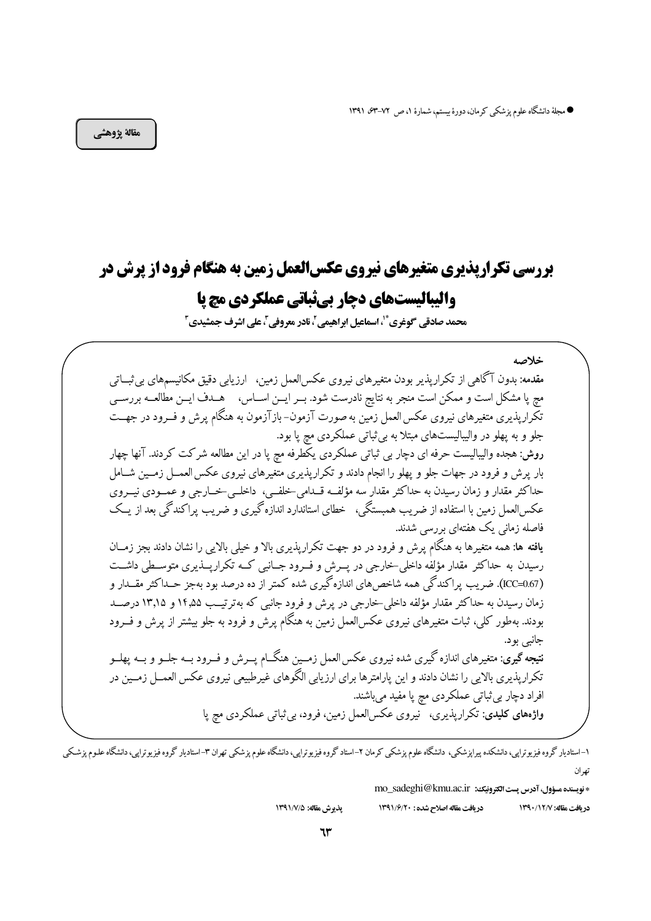مقالهٔ پژوهشی

# بررسی تکرارپذیری متغیرهای نیروی عکس‌العمل زمین به هنگام فرود از پرش در والیبالیست‌های دچار بی‌ثباتی عملکردی مچ پا

**محمد صادقی گوغری\*[1]، اسماعیل ابراهیمی[2]، نادر معروفی[3]، علی اشرف جمشیدی[3]**

## خلاصه

**مقدمه:** بدون آگاهی از تکرارپذیر بودن متغیرهای نیروی عکس‌العمل زمین، ارزیابی دقیق مکانیسم‌های بی‌ثباتی مچ پا مشکل است و ممکن است منجر به نتایج نادرست شود. بر این اساس، هدف این مطالعه بررسی تکرارپذیری متغیرهای نیروی عکس العمل زمین به صورت آزمون- بازآزمون به هنگام پرش و فرود در جهت جلو و به پهلو در والیبالیست‌های مبتلا به بی‌ثباتی عملکردی مچ پا بود.

**روش:** هجده والیبالیست حرفه ای دچار بی ثباتی عملکردی یکطرفه مچ پا در این مطالعه شرکت کردند. آنها چهار بار پرش و فرود در جهات جلو و پهلو را انجام دادند و تکرارپذیری متغیرهای نیروی عکس العمل زمین شامل حداکثر مقدار و زمان رسیدن به حداکثر مقدار سه مؤلفه قدامی-خلفی، داخلی-خارجی و عمودی نیروی عکس‌العمل زمین با استفاده از ضریب همبستگی، خطای استاندارد اندازه گیری و ضریب پراکندگی بعد از یک فاصله زمانی یک هفته‌ای بررسی شدند.

**یافته ها:** همه متغیرها به هنگام پرش و فرود در دو جهت تکرارپذیری بالا و خیلی بالایی را نشان دادند بجز زمان رسیدن به حداکثر مقدار مؤلفه داخلی-خارجی در پرش و فرود جانبی که تکرارپذیری متوسطی داشت (ICC=0.67). ضریب پراکندگی همه شاخص‌های اندازه گیری شده کمتر از ده درصد بود به‌جز حداکثر مقدار و زمان رسیدن به حداکثر مقدار مؤلفه داخلی-خارجی در پرش و فرود جانبی که به‌ترتیب ۱۴,۵۵ و ۱۳,۱۵ درصد بودند. به‌طور کلی، ثبات متغیرهای نیروی عکس‌العمل زمین به هنگام پرش و فرود به جلو بیشتر از پرش و فرود جانبی بود.

**نتیجه گیری:** متغیرهای اندازه گیری شده نیروی عکس العمل زمین هنگام پرش و فرود به جلو و به پهلو تکرارپذیری بالایی را نشان دادند و این پارامترها برای ارزیابی الگوهای غیرطبیعی نیروی عکس العمل زمین در افراد دچار بی ثباتی عملکردی مچ پا مفید می‌باشند.

**واژه‌های کلیدی:** تکرارپذیری، نیروی عکس‌العمل زمین، فرود، بی‌ثباتی عملکردی مچ پا

---

۱- استادیار گروه فیزیوتراپی، دانشکده پیراپزشکی، دانشگاه علوم پزشکی کرمان ۲- استاد گروه فیزیوتراپی، دانشگاه علوم پزشکی تهران ۳- استادیار گروه فیزیوتراپی، دانشگاه علوم پزشکی تهران

\* نویسنده مسؤول، آدرس پست الکترونیک: mo_sadeghi@kmu.ac.ir

دریافت مقاله: ۱۳۹۰/۱۲/۷ دریافت مقاله اصلاح شده: ۱۳۹۱/۶/۲۰ پذیرش مقاله: ۱۳۹۱/۷/۵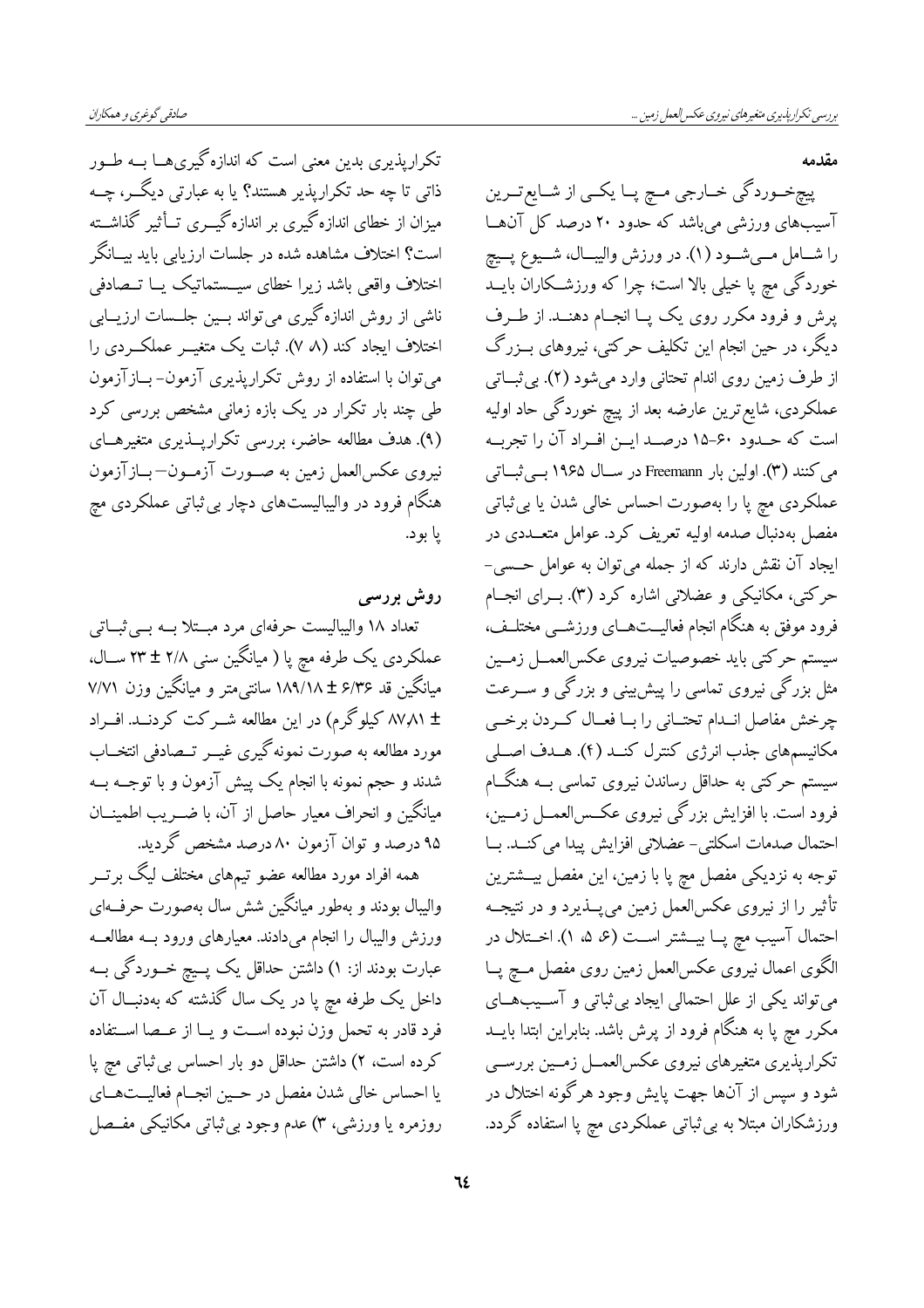## مقدمه

پیچ‌خوردگی خارجی مچ پا یکی از شایع‌ترین آسیب‌های ورزشی می‌باشد که حدود ۲۰ درصد کل آن‌ها را شامل می‌شود (۱). در ورزش والیبال، شیوع پیچ خوردگی مچ پا خیلی بالا است؛ چرا که ورزشکاران باید پرش و فرود مکرر روی یک پا انجام دهند. از طرف دیگر، در حین انجام این تکلیف حرکتی، نیروهای بزرگ از طرف زمین روی اندام تحتانی وارد می‌شود (۲). بی‌ثباتی عملکردی، شایع‌ترین عارضه بعد از پیچ خوردگی حاد اولیه است که حدود ۶۰-۱۵ درصد این افراد آن را تجربه می‌کنند (۳). اولین بار Freemann در سال ۱۹۶۵ بی‌ثباتی عملکردی مچ پا را به‌صورت احساس خالی شدن یا بی‌ثباتی مفصل به‌دنبال صدمه اولیه تعریف کرد. عوامل متعددی در ایجاد آن نقش دارند که از جمله می‌توان به عوامل حسی-حرکتی، مکانیکی و عضلانی اشاره کرد (۳). برای انجام فرود موفق به هنگام انجام فعالیت‌های ورزشی مختلف، سیستم حرکتی باید خصوصیات نیروی عکس‌العمل زمین مثل بزرگی نیروی تماسی را پیش‌بینی و بزرگی و سرعت چرخش مفاصل اندام تحتانی را با فعال کردن برخی مکانیسم‌های جذب انرژی کنترل کند (۴). هدف اصلی سیستم حرکتی به حداقل رساندن نیروی تماسی به هنگام فرود است. با افزایش بزرگی نیروی عکس‌العمل زمین، احتمال صدمات اسکلتی- عضلانی افزایش پیدا می‌کند. با توجه به نزدیکی مفصل مچ پا با زمین، این مفصل بیشترین تأثیر را از نیروی عکس‌العمل زمین می‌پذیرد و در نتیجه احتمال آسیب مچ پا بیشتر است (۶، ۵، ۱). اختلال در الگوی اعمال نیروی عکس‌العمل زمین روی مفصل مچ پا می‌تواند یکی از علل احتمالی ایجاد بی‌ثباتی و آسیب‌های مکرر مچ پا به هنگام فرود از پرش باشد. بنابراین ابتدا باید تکرارپذیری متغیرهای نیروی عکس‌العمل زمین بررسی شود و سپس از آن‌ها جهت پایش وجود هرگونه اختلال در ورزشکاران مبتلا به بی‌ثباتی عملکردی مچ پا استفاده گردد.

تکرارپذیری بدین معنی است که اندازه‌گیری‌ها به طور ذاتی تا چه حد تکرارپذیر هستند؟ یا به عبارتی دیگر، چه میزان از خطای اندازه‌گیری بر اندازه‌گیری تأثیر گذاشته است؟ اختلاف مشاهده شده در جلسات ارزیابی باید بیانگر اختلاف واقعی باشد زیرا خطای سیستماتیک یا تصادفی ناشی از روش اندازه‌گیری می‌تواند بین جلسات ارزیابی اختلاف ایجاد کند (۸ ،۷). ثبات یک متغیر عملکردی را می‌توان با استفاده از روش تکرارپذیری آزمون- بازآزمون طی چند بار تکرار در یک بازه زمانی مشخص بررسی کرد (۹). هدف مطالعه حاضر، بررسی تکرارپذیری متغیرهای نیروی عکس‌العمل زمین به صورت آزمون- بازآزمون هنگام فرود در والیبالیست‌های دچار بی‌ثباتی عملکردی مچ پا بود.

## روش بررسی

تعداد ۱۸ والیبالیست حرفه‌ای مرد مبتلا به بی‌ثباتی عملکردی یک طرفه مچ پا ( میانگین سنی ۲/۸ ± ۲۳ سال، میانگین قد ۶/۳۶ ± ۱۸۹/۱۸ سانتی‌متر و میانگین وزن ۷/۷۱ ± ۸۷٫۸۱ کیلوگرم) در این مطالعه شرکت کردند. افراد مورد مطالعه به صورت نمونه‌گیری غیر تصادفی انتخاب شدند و حجم نمونه با انجام یک پیش آزمون و با توجه به میانگین و انحراف معیار حاصل از آن، با ضریب اطمینان ۹۵ درصد و توان آزمون ۸۰ درصد مشخص گردید.

همه افراد مورد مطالعه عضو تیم‌های مختلف لیگ برتر والیبال بودند و به‌طور میانگین شش سال به‌صورت حرفه‌ای ورزش والیبال را انجام می‌دادند. معیارهای ورود به مطالعه عبارت بودند از: ۱) داشتن حداقل یک پیچ خوردگی به داخل یک طرفه مچ پا در یک سال گذشته که به‌دنبال آن فرد قادر به تحمل وزن نبوده است و یا از عصا استفاده کرده است، ۲) داشتن حداقل دو بار احساس بی‌ثباتی مچ پا یا احساس خالی شدن مفصل در حین انجام فعالیت‌های روزمره یا ورزشی، ۳) عدم وجود بی‌ثباتی مکانیکی مفصل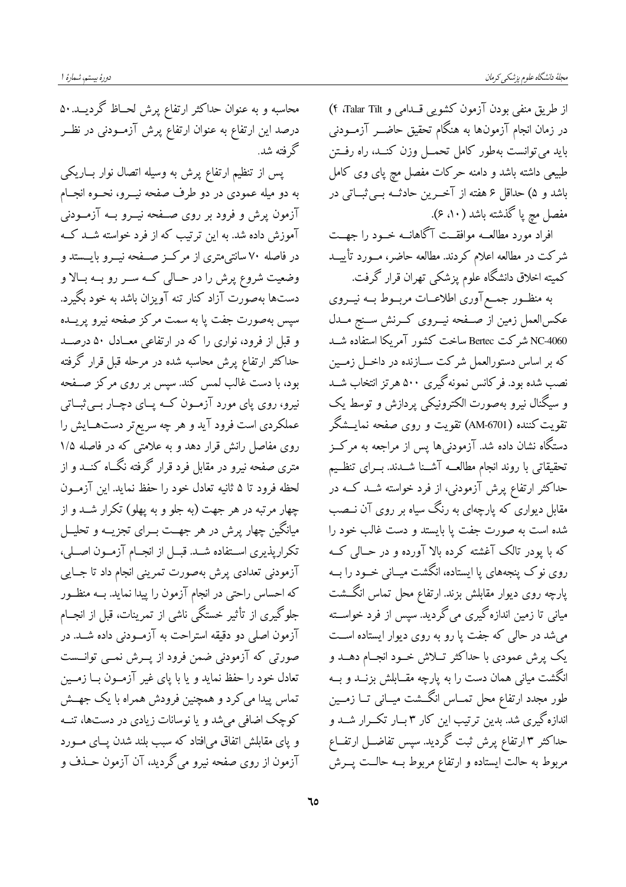از طریق منفی بودن آزمون کشویی قـدامی و Talar Tilt، ۴) در زمان انجام آزمون‌ها به هنگام تحقیق حاضـر آزمـودنی باید می‌توانست به‌طور کامل تحمـل وزن کنـد، راه رفـتن طبیعی داشته باشد و دامنه حرکات مفصل مچ پای وی کامل باشد و ۵) حداقل ۶ هفته از آخـرین حادثـه بـی‌ثبـاتی در مفصل مچ پا گذشته باشد (۱۰، ۶).

افراد مورد مطالعـه موافقـت آگاهانـه خـود را جهـت شرکت در مطالعه اعلام کردند. مطالعه حاضر، مـورد تأییـد کمیته اخلاق دانشگاه علوم پزشکی تهران قرار گرفت.

به منظـور جمـع‌آوری اطلاعـات مربـوط بـه نیـروی عکس‌العمل زمین از صـفحه نیـروی کـرنش سـنج مـدل NC-4060 شرکت Bertec ساخت کشور آمریکا استفاده شـد که بر اساس دستورالعمل شرکت سـازنده در داخـل زمـین نصب شده بود. فرکانس نمونه‌گیری ۵۰۰ هرتز انتخاب شـد و سیگنال نیرو به‌صورت الکترونیکی پردازش و توسط یک تقویت‌کننده (AM-6701) تقویت و روی صفحه نمایـشگر دستگاه نشان داده شد. آزمودنی‌ها پس از مراجعه به مرکـز تحقیقاتی با روند انجام مطالعـه آشـنا شـدند. بـرای تنظـیم حداکثر ارتفاع پرش آزمودنی، از فرد خواسته شـد کـه در مقابل دیواری که پارچه‌ای به رنگ سیاه بر روی آن نـصب شده است به صورت جفت پا بایستد و دست غالب خود را که با پودر تالک آغشته کرده بالا آورده و در حـالی کـه روی نوک پنجه‌های پا ایستاده، انگشت میـانی خـود را بـه پارچه روی دیوار مقابلش بزند. ارتفاع محل تماس انگـشت میانی تا زمین اندازه‌گیری می‌گردید. سپس از فرد خواسـته می‌شد در حالی که جفت پا رو به روی دیوار ایستاده اسـت یک پرش عمودی با حداکثر تـلاش خـود انجـام دهـد و انگشت میانی همان دست را به پارچه مقـابلش بزنـد و بـه طور مجدد ارتفاع محل تمـاس انگـشت میـانی تـا زمـین اندازه‌گیری شد. بدین ترتیب این کار ۳ بـار تکـرار شـد و حداکثر ۳ ارتفاع پرش ثبت گردید. سپس تفاضـل ارتفـاع مربوط به حالت ایستاده و ارتفاع مربوط بـه حالـت پـرش محاسبه و به عنوان حداکثر ارتفاع پرش لحـاظ گردیـد. ۵۰ درصد این ارتفاع به عنوان ارتفاع پرش آزمـودنی در نظـر گرفته شد.

پس از تنظیم ارتفاع پرش به وسیله اتصال نوار بـاریکی به دو میله عمودی در دو طرف صفحه نیـرو، نحـوه انجـام آزمون پرش و فرود بر روی صـفحه نیـرو بـه آزمـودنی آموزش داده شد. به این ترتیب که از فرد خواسته شـد کـه در فاصله ۷۰ سانتی‌متری از مرکـز صـفحه نیـرو بایـستد و وضعیت شروع پرش را در حـالی کـه سـر رو بـه بـالا و دست‌ها به‌صورت آزاد کنار تنه آویزان باشد به خود بگیرد. سپس به‌صورت جفت پا به سمت مرکز صفحه نیرو پریـده و قبل از فرود، نواری را که در ارتفاعی معـادل ۵۰ درصـد حداکثر ارتفاع پرش محاسبه شده در مرحله قبل قرار گرفته بود، با دست غالب لمس کند. سپس بر روی مرکز صـفحه نیرو، روی پای مورد آزمـون کـه پـای دچـار بـی‌ثبـاتی عملکردی است فرود آید و هر چه سریع‌تر دست‌هـایش را روی مفاصل رانش قرار دهد و به علامتی که در فاصله ۱/۵ متری صفحه نیرو در مقابل فرد قرار گرفته نگـاه کنـد و از لحظه فرود تا ۵ ثانیه تعادل خود را حفظ نماید. این آزمـون چهار مرتبه در هر جهت (به جلو و به پهلو) تکرار شـد و از میانگین چهار پرش در هر جهـت بـرای تجزیـه و تحلیـل تکرارپذیری اسـتفاده شـد. قبـل از انجـام آزمـون اصـلی، آزمودنی تعدادی پرش به‌صورت تمرینی انجام داد تا جـایی که احساس راحتی در انجام آزمون را پیدا نماید. بـه منظـور جلوگیری از تأثیر خستگی ناشی از تمرینات، قبل از انجـام آزمون اصلی دو دقیقه استراحت به آزمـودنی داده شـد. در صورتی که آزمودنی ضمن فرود از پـرش نمـی توانـست تعادل خود را حفظ نماید و یا با پای غیر آزمـون بـا زمـین تماس پیدا می‌کرد و همچنین فرودش همراه با یک جهـش کوچک اضافی می‌شد و یا نوسانات زیادی در دست‌ها، تنـه و پای مقابلش اتفاق می‌افتاد که سبب بلند شدن پـای مـورد آزمون از روی صفحه نیرو می‌گردید، آن آزمون حـذف و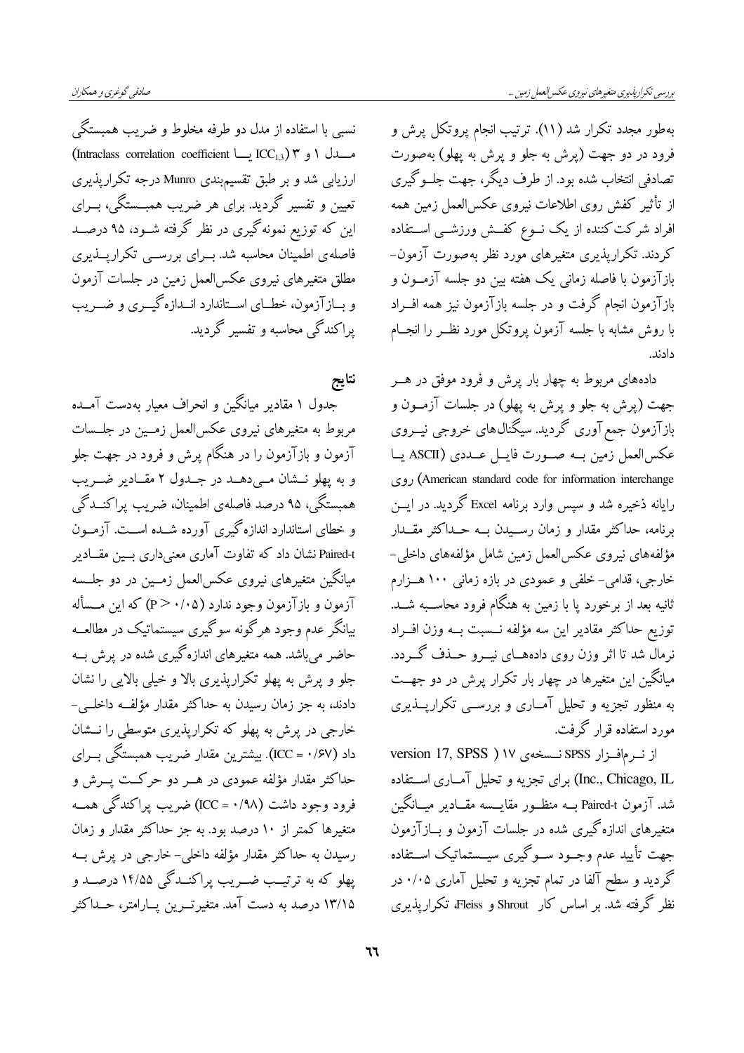به‌طور مجدد تکرار شد (۱۱). ترتیب انجام پروتکل پرش و فرود در دو جهت (پرش به جلو و پرش به پهلو) به‌صورت تصادفی انتخاب شده بود. از طرف دیگر، جهت جلوگیری از تأثیر کفش روی اطلاعات نیروی عکس‌العمل زمین همه افراد شرکت‌کننده از یک نوع کفش ورزشی استفاده کردند. تکرارپذیری متغیرهای مورد نظر به‌صورت آزمون- بازآزمون با فاصله زمانی یک هفته بین دو جلسه آزمون و بازآزمون انجام گرفت و در جلسه بازآزمون نیز همه افراد با روش مشابه با جلسه آزمون پروتکل مورد نظر را انجام دادند.

داده‌های مربوط به چهار بار پرش و فرود موفق در هر جهت (پرش به جلو و پرش به پهلو) در جلسات آزمون و بازآزمون جمع‌آوری گردید. سیگنال‌های خروجی نیروی عکس‌العمل زمین به صورت فایل عددی (ASCII یا American standard code for information interchange) روی رایانه ذخیره شد و سپس وارد برنامه Excel گردید. در این برنامه، حداکثر مقدار و زمان رسیدن به حداکثر مقدار مؤلفه‌های نیروی عکس‌العمل زمین شامل مؤلفه‌های داخلی- خارجی، قدامی- خلفی و عمودی در بازه زمانی ۱۰۰ هزارم ثانیه بعد از برخورد پا با زمین به هنگام فرود محاسبه شد. توزیع حداکثر مقادیر این سه مؤلفه نسبت به وزن افراد نرمال شد تا اثر وزن روی داده‌های نیرو حذف گردد. میانگین این متغیرها در چهار بار تکرار پرش در دو جهت به منظور تجزیه و تحلیل آماری و بررسی تکرارپذیری مورد استفاده قرار گرفت.

از نرم‌افزار SPSS نسخه‌ی ۱۷ (version 17, SPSS Inc., Chicago, IL) برای تجزیه و تحلیل آماری استفاده شد. آزمون Paired-t به منظور مقایسه مقادیر میانگین متغیرهای اندازه‌گیری شده در جلسات آزمون و بازآزمون جهت تأیید عدم وجود سوگیری سیستماتیک استفاده گردید و سطح آلفا در تمام تجزیه و تحلیل آماری ۰/۰۵ در نظر گرفته شد. بر اساس کار Shrout و Fleiss، تکرارپذیری نسبی با استفاده از مدل دو طرفه مخلوط و ضریب همبستگی مدل ۱ و ۳ ($ICC_{1,3}$ یا Intraclass correlation coefficient) ارزیابی شد و بر طبق تقسیم‌بندی Munro درجه تکرارپذیری تعیین و تفسیر گردید. برای هر ضریب همبستگی، برای این که توزیع نمونه‌گیری در نظر گرفته شود، ۹۵ درصد فاصله‌ی اطمینان محاسبه شد. برای بررسی تکرارپذیری مطلق متغیرهای نیروی عکس‌العمل زمین در جلسات آزمون و بازآزمون، خطای استاندارد اندازه‌گیری و ضریب پراکندگی محاسبه و تفسیر گردید.

## نتایج

جدول ۱ مقادیر میانگین و انحراف معیار به‌دست آمده مربوط به متغیرهای نیروی عکس‌العمل زمین در جلسات آزمون و بازآزمون را در هنگام پرش و فرود در جهت جلو و به پهلو نشان می‌دهد. در جدول ۲ مقادیر ضریب همبستگی، ۹۵ درصد فاصله‌ی اطمینان، ضریب پراکندگی و خطای استاندارد اندازه‌گیری آورده شده است. آزمون Paired-t نشان داد که تفاوت آماری معنی‌داری بین مقادیر میانگین متغیرهای نیروی عکس‌العمل زمین در دو جلسه آزمون و بازآزمون وجود ندارد ($P > ۰/۰۵$) که این مسأله بیانگر عدم وجود هرگونه سوگیری سیستماتیک در مطالعه حاضر می‌باشد. همه متغیرهای اندازه‌گیری شده در پرش به جلو و پرش به پهلو تکرارپذیری بالا و خیلی بالایی را نشان دادند، به جز زمان رسیدن به حداکثر مقدار مؤلفه داخلی- خارجی در پرش به پهلو که تکرارپذیری متوسطی را نشان داد ($ICC = ۰/۶۷$). بیشترین مقدار ضریب همبستگی برای حداکثر مقدار مؤلفه عمودی در هر دو حرکت پرش و فرود وجود داشت ($ICC = ۰/۹۸$) ضریب پراکندگی همه متغیرها کمتر از ۱۰ درصد بود. به جز حداکثر مقدار و زمان رسیدن به حداکثر مقدار مؤلفه داخلی- خارجی در پرش به پهلو که به ترتیب ضریب پراکندگی ۱۴/۵۵ درصد و ۱۳/۱۵ درصد به دست آمد. متغیرترین پارامتر، حداکثر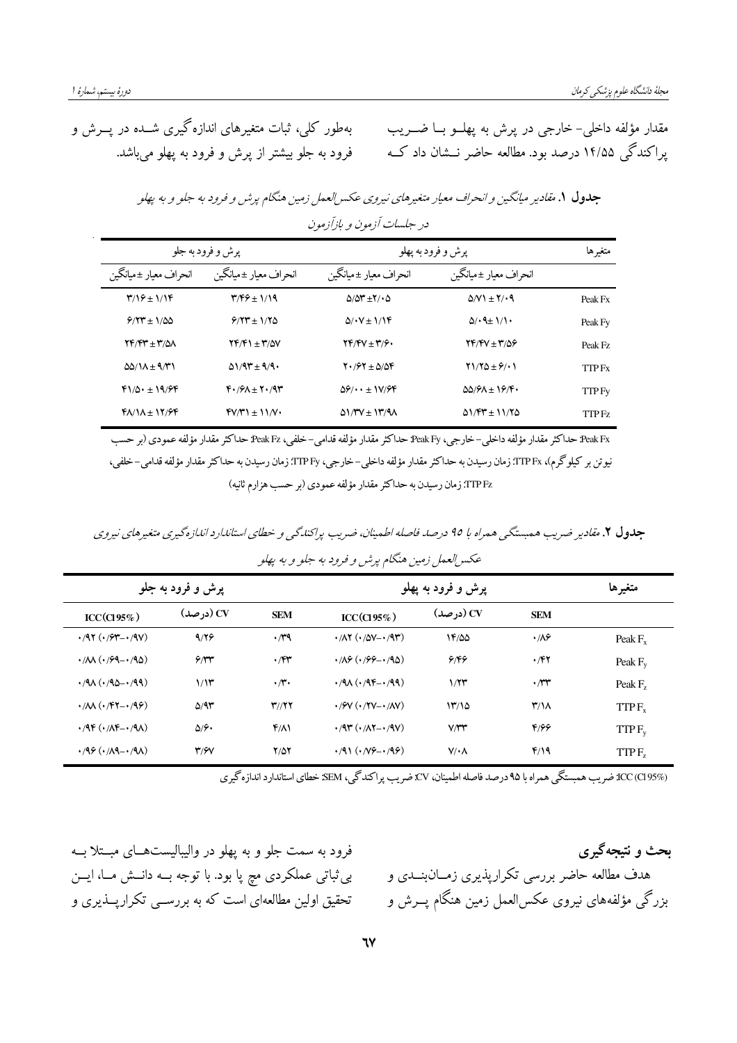مقدار مؤلفه داخلی- خارجی در پرش به پهلو با ضریب پراکندگی ۱۴/۵۵ درصد بود. مطالعه حاضر نشان داد که به‌طور کلی، ثبات متغیرهای اندازه‌گیری شده در پرش و فرود به جلو بیشتر از پرش و فرود به پهلو می‌باشد.

**جدول ۱.** *مقادیر میانگین و انحراف معیار متغیرهای نیروی عکس‌العمل زمین هنگام پرش و فرود به جلو و به پهلو در جلسات آزمون و بازآزمون*

| متغیرها | پرش و فرود به پهلو | | پرش و فرود به جلو | |
|---|---|---|---|---|
| | انحراف معیار ± میانگین | انحراف معیار ± میانگین | انحراف معیار ± میانگین | انحراف معیار ± میانگین |
| Peak Fx | ۵/۷۱ ± ۲/۰۹ | ۵/۵۳ ± ۲/۰۵ | ۳/۴۶ ± ۱/۱۹ | ۳/۱۶ ± ۱/۱۴ |
| Peak Fy | ۵/۰۹ ± ۱/۱۰ | ۵/۰۷ ± ۱/۱۴ | ۶/۲۳ ± ۱/۲۵ | ۶/۲۳ ± ۱/۵۵ |
| Peak Fz | ۲۴/۴۷ ± ۳/۵۶ | ۲۴/۴۷ ± ۳/۶۰ | ۲۴/۴۱ ± ۳/۵۷ | ۲۴/۴۳ ± ۳/۵۸ |
| TTP Fx | ۲۱/۲۵ ± ۶/۰۱ | ۲۰/۶۲ ± ۵/۵۴ | ۵۱/۹۳ ± ۹/۹۰ | ۵۵/۱۸ ± ۹/۳۱ |
| TTP Fy | ۵۵/۶۸ ± ۱۶/۴۰ | ۵۶/۰۰ ± ۱۷/۶۴ | ۴۰/۶۸ ± ۲۰/۹۳ | ۴۱/۵۰ ± ۱۹/۶۴ |
| TTP Fz | ۵۱/۴۳ ± ۱۱/۲۵ | ۵۱/۳۷ ± ۱۳/۹۸ | ۴۷/۳۱ ± ۱۱/۷۰ | ۴۸/۱۸ ± ۱۲/۶۴ |

Peak Fx: حداکثر مقدار مؤلفه داخلی- خارجی، Peak Fy: حداکثر مقدار مؤلفه قدامی- خلفی، Peak Fz: حداکثر مقدار مؤلفه عمودی (بر حسب نیوتن بر کیلوگرم)، TTP Fx: زمان رسیدن به حداکثر مقدار مؤلفه داخلی- خارجی، TTP Fy: زمان رسیدن به حداکثر مقدار مؤلفه قدامی- خلفی، TTP Fz: زمان رسیدن به حداکثر مقدار مؤلفه عمودی (بر حسب هزارم ثانیه)

**جدول ۲.** *مقادیر ضریب همبستگی همراه با ۹۵ درصد فاصله اطمینان، ضریب پراکندگی و خطای استاندارد اندازه‌گیری متغیرهای نیروی عکس‌العمل زمین هنگام پرش و فرود به جلو و به پهلو*

| متغیرها | پرش و فرود به پهلو | | | پرش و فرود به جلو | | |
|---|---|---|---|---|---|---|
| | SEM | CV (درصد) | ICC(CI95%) | SEM | CV (درصد) | ICC(CI95%) |
| Peak $F_x$ | ۰/۸۶ | ۱۴/۵۵ | ۰/۸۲ (۰/۵۷–۰/۹۳) | ۰/۳۹ | ۹/۲۶ | ۰/۹۲ (۰/۶۳–۰/۹۷) |
| Peak $F_y$ | ۰/۴۲ | ۶/۴۶ | ۰/۸۶ (۰/۶۶–۰/۹۵) | ۰/۴۳ | ۶/۳۳ | ۰/۸۸ (۰/۶۹–۰/۹۵) |
| Peak $F_z$ | ۰/۳۳ | ۱/۲۳ | ۰/۹۸ (۰/۹۴–۰/۹۹) | ۰/۳۰ | ۱/۱۳ | ۰/۹۸ (۰/۹۵–۰/۹۹) |
| TTP $F_x$ | ۳/۱۸ | ۱۳/۱۵ | ۰/۶۷ (۰/۲۷–۰/۸۷) | ۳//۲۲ | ۵/۹۳ | ۰/۸۸ (۰/۶۲–۰/۹۶) |
| TTP $F_y$ | ۴/۶۶ | ۷/۳۳ | ۰/۹۳ (۰/۸۲–۰/۹۷) | ۴/۸۱ | ۵/۶۰ | ۰/۹۴ (۰/۸۴–۰/۹۸) |
| TTP $F_z$ | ۴/۱۹ | ۷/۰۸ | ۰/۹۱ (۰/۷۶–۰/۹۶) | ۲/۵۲ | ۳/۶۷ | ۰/۹۶ (۰/۸۹–۰/۹۸) |

ICC (CI 95%): ضریب همبستگی همراه با ۹۵ درصد فاصله اطمینان، CV: ضریب پراکندگی، SEM: خطای استاندارد اندازه‌گیری

## بحث و نتیجه‌گیری

هدف مطالعه حاضر بررسی تکرارپذیری زمان‌بندی و بزرگی مؤلفه‌های نیروی عکس‌العمل زمین هنگام پرش و فرود به سمت جلو و به پهلو در والیبالیست‌های مبتلا به بی‌ثباتی عملکردی مچ پا بود. با توجه به دانش ما، این تحقیق اولین مطالعه‌ای است که به بررسی تکرارپذیری و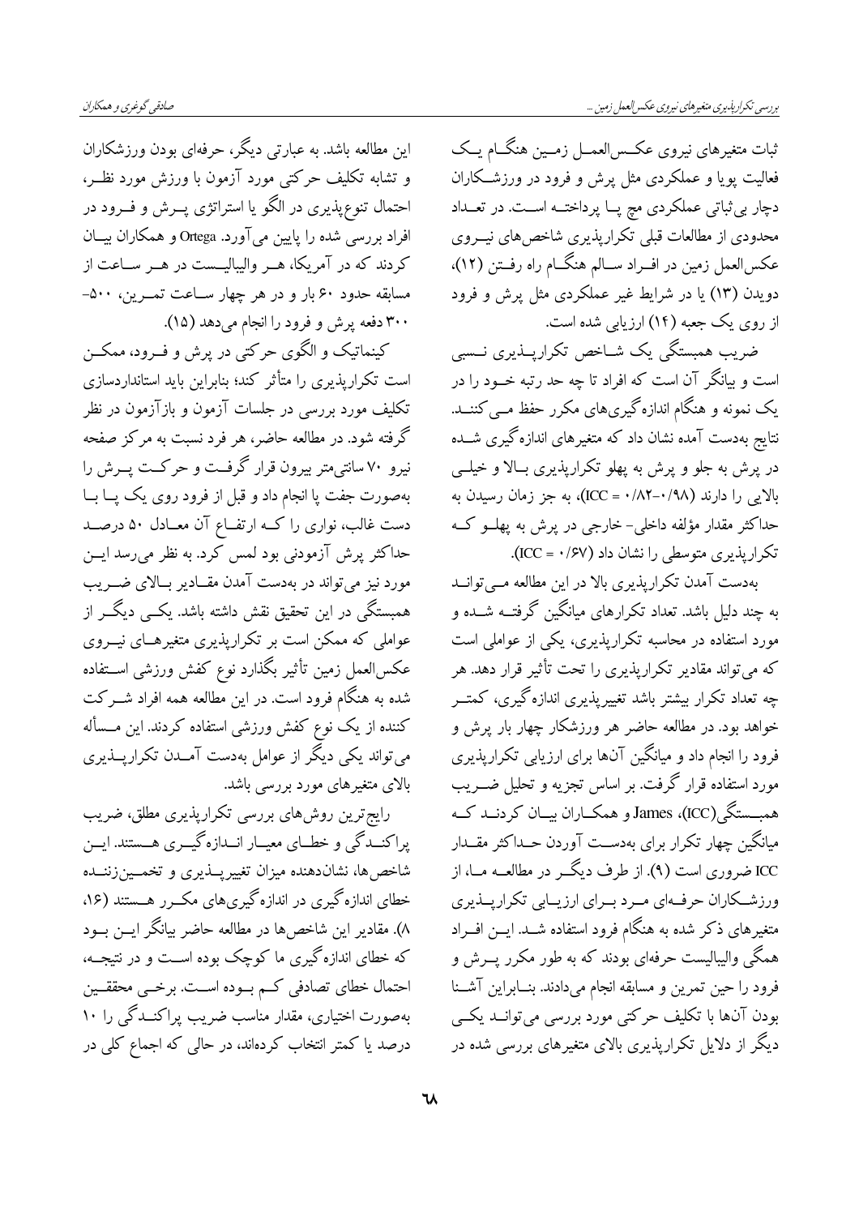ثبات متغیرهای نیروی عکس‌العمل زمین هنگام یک فعالیت پویا و عملکردی مثل پرش و فرود در ورزشکاران دچار بی‌ثباتی عملکردی مچ پا پرداخته است. در تعداد محدودی از مطالعات قبلی تکرارپذیری شاخص‌های نیروی عکس‌العمل زمین هنگام راه رفتن در افراد سالم (۱۲)، دویدن (۱۳) یا در شرایط غیر عملکردی مثل پرش و فرود از روی یک جعبه (۱۴) ارزیابی شده است.

ضریب همبستگی یک شاخص تکرارپذیری نسبی است و بیانگر آن است که افراد تا چه حد رتبه خود را در یک نمونه و هنگام اندازه‌گیری‌های مکرر حفظ می‌کنند. نتایج به‌دست آمده نشان داد که متغیرهای اندازه‌گیری شده در پرش به جلو و پرش به پهلو تکرارپذیری بالا و خیلی بالایی را دارند (ICC = ۰/۹۸-۰/۸۲)، به جز زمان رسیدن به حداکثر مقدار مؤلفه داخلی- خارجی در پرش به پهلو که تکرارپذیری متوسطی را نشان داد (ICC = ۰/۶۷).

به‌دست آمدن تکرارپذیری بالا در این مطالعه می‌تواند به چند دلیل باشد. تعداد تکرارهای میانگین گرفته شده و مورد استفاده در محاسبه تکرارپذیری، یکی از عواملی است که می‌تواند مقادیر تکرارپذیری را تحت تأثیر قرار دهد. هر چه تعداد تکرار بیشتر باشد تغییرپذیری اندازه‌گیری، کمتر خواهد بود. در مطالعه حاضر هر ورزشکار چهار بار پرش و فرود را انجام داد و میانگین آن‌ها برای ارزیابی تکرارپذیری مورد استفاده قرار گرفت. بر اساس تجزیه و تحلیل ضریب همبستگی(ICC)، James و همکاران بیان کردند که میانگین چهار تکرار برای به‌دست آوردن حداکثر مقدار ICC ضروری است (۹). از طرف دیگر در مطالعه ما، از ورزشکاران حرفه‌ای مرد برای ارزیابی تکرارپذیری متغیرهای ذکر شده به هنگام فرود استفاده شد. این افراد همگی والیبالیست حرفه‌ای بودند که به طور مکرر پرش و فرود را حین تمرین و مسابقه انجام می‌دادند. بنابراین آشنا بودن آن‌ها با تکلیف حرکتی مورد بررسی می‌تواند یکی دیگر از دلایل تکرارپذیری بالای متغیرهای بررسی شده در این مطالعه باشد. به عبارتی دیگر، حرفه‌ای بودن ورزشکاران و تشابه تکلیف حرکتی مورد آزمون با ورزش مورد نظر، احتمال تنوع‌پذیری در الگو یا استراتژی پرش و فرود در افراد بررسی شده را پایین می‌آورد. Ortega و همکاران بیان کردند که در آمریکا، هر والیبالیست در هر ساعت از مسابقه حدود ۶۰ بار و در هر چهار ساعت تمرین، ۵۰۰-۳۰۰ دفعه پرش و فرود را انجام می‌دهد (۱۵).

کینماتیک و الگوی حرکتی در پرش و فرود، ممکن است تکرارپذیری را متأثر کند؛ بنابراین باید استانداردسازی تکلیف مورد بررسی در جلسات آزمون و بازآزمون در نظر گرفته شود. در مطالعه حاضر، هر فرد نسبت به مرکز صفحه نیرو ۷۰ سانتی‌متر بیرون قرار گرفت و حرکت پرش را به‌صورت جفت پا انجام داد و قبل از فرود روی یک پا با دست غالب، نواری را که ارتفاع آن معادل ۵۰ درصد حداکثر پرش آزمودنی بود لمس کرد. به نظر می‌رسد این مورد نیز می‌تواند در به‌دست آمدن مقادیر بالای ضریب همبستگی در این تحقیق نقش داشته باشد. یکی دیگر از عواملی که ممکن است بر تکرارپذیری متغیرهای نیروی عکس‌العمل زمین تأثیر بگذارد نوع کفش ورزشی استفاده شده به هنگام فرود است. در این مطالعه همه افراد شرکت کننده از یک نوع کفش ورزشی استفاده کردند. این مسأله می‌تواند یکی دیگر از عوامل به‌دست آمدن تکرارپذیری بالای متغیرهای مورد بررسی باشد.

رایج‌ترین روش‌های بررسی تکرارپذیری مطلق، ضریب پراکندگی و خطای معیار اندازه‌گیری هستند. این شاخص‌ها، نشان‌دهنده میزان تغییرپذیری و تخمین‌زننده خطای اندازه‌گیری در اندازه‌گیری‌های مکرر هستند (۱۶، ۸). مقادیر این شاخص‌ها در مطالعه حاضر بیانگر این بود که خطای اندازه‌گیری ما کوچک بوده است و در نتیجه، احتمال خطای تصادفی کم بوده است. برخی محققین به‌صورت اختیاری، مقدار مناسب ضریب پراکندگی را ۱۰ درصد یا کمتر انتخاب کرده‌اند، در حالی که اجماع کلی در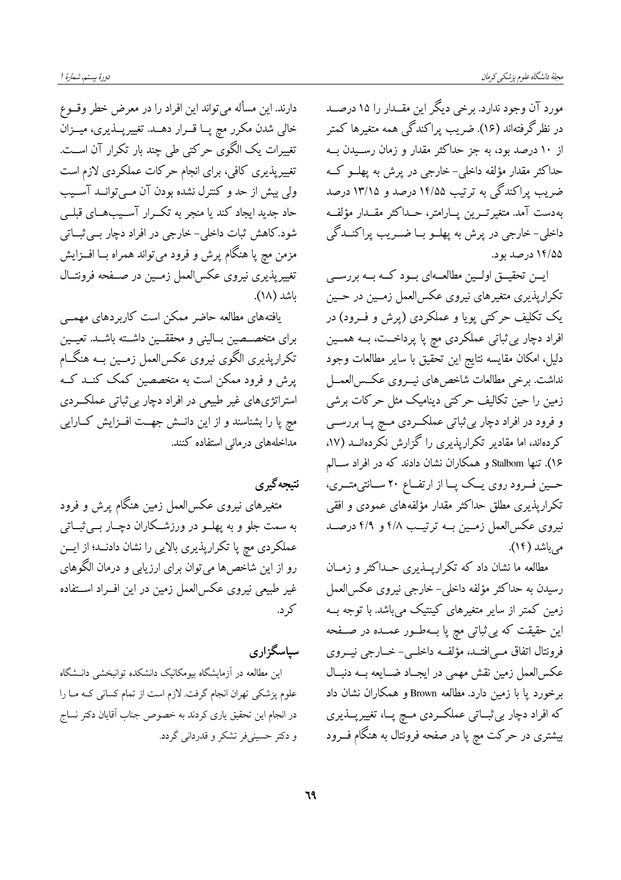مورد آن وجود ندارد. برخی دیگر این مقـدار را ۱۵ درصـد در نظر گرفته‌اند (۱۶). ضریب پراکندگی همه متغیرها کمتر از ۱۰ درصد بود، به جز حداکثر مقدار و زمان رسـیدن بـه حداکثر مقدار مؤلفه داخلی- خارجی در پرش به پهلـو کـه ضریب پراکندگی به ترتیب ۱۴/۵۵ درصد و ۱۳/۱۵ درصد به‌دست آمد. متغیرتـرین پـارامتر، حـداکثر مقـدار مؤلفـه داخلی- خارجی در پرش به پهلـو بـا ضـریب پراکنـدگی ۱۴/۵۵ درصد بود.

ایـن تحقیـق اولـین مطالعـه‌ای بـود کـه بـه بررسـی تکرارپذیری متغیرهای نیروی عکس‌العمل زمـین در حـین یک تکلیف حرکتی پویا و عملکردی (پرش و فـرود) در افراد دچار بی‌ثباتی عملکردی مچ پا پرداخـت، بـه همـین دلیل، امکان مقایسه نتایج این تحقیق با سایر مطالعات وجود نداشت. برخی مطالعات شاخص‌های نیـروی عکـس‌العمـل زمین را حین تکالیف حرکتی دینامیک مثل حرکات برشی و فرود در افراد دچار بی‌ثباتی عملکـردی مـچ پـا بررسـی کرده‌اند، اما مقادیر تکرارپذیری را گزارش نکرده‌اند (۱۷، ۱۶). تنها Stalbom و همکاران نشان دادند که در افراد سـالم حـین فـرود روی یـک پـا از ارتفـاع ۲۰ سـانتی‌متـری، تکرارپذیری مطلق حداکثر مقدار مؤلفه‌های عمودی و افقی نیروی عکس‌العمل زمـین بـه ترتیـب ۴/۸ و ۴/۹ درصـد می‌باشد (۱۴).

مطالعه ما نشان داد که تکرارپـذیری حـداکثر و زمـان رسیدن به حداکثر مؤلفه داخلی- خارجی نیروی عکس‌العمل زمین کمتر از سایر متغیرهای کینتیک می‌باشد. با توجه بـه این حقیقت که بی‌ثباتی مچ پا بـه‌طـور عمـده در صـفحه فرونتال اتفاق مـی‌افتـد، مؤلفـه داخلـی- خـارجی نیـروی عکس‌العمل زمین نقش مهمی در ایجـاد ضـایعه بـه دنبـال برخورد پا با زمین دارد. مطالعه Brown و همکاران نشان داد که افراد دچار بی‌ثبـاتی عملکـردی مـچ پـا، تغییرپـذیری بیشتری در حرکت مچ پا در صفحه فرونتال به هنگام فـرود دارند. این مسأله می‌تواند این افراد را در معرض خطر وقـوع خالی شدن مکرر مچ پـا قـرار دهـد. تغییرپـذیری، میـزان تغییرات یک الگوی حرکتی طی چند بار تکرار آن اسـت. تغییرپذیری کافی، برای انجام حرکات عملکردی لازم است ولی بیش از حد و کنترل نشده بودن آن مـی‌توانـد آسـیب حاد جدید ایجاد کند یا منجر به تکـرار آسـیب‌هـای قبلـی شود. کاهش ثبات داخلی- خارجی در افراد دچار بـی‌ثبـاتی مزمن مچ پا هنگام پرش و فرود می‌تواند همراه بـا افـزایش تغییرپذیری نیروی عکس‌العمل زمـین در صـفحه فرونتـال باشد (۱۸).

یافته‌های مطالعه حاضر ممکن است کاربردهای مهمـی برای متخصـصین بـالینی و محققـین داشـته باشـد. تعیـین تکرارپذیری الگوی نیروی عکس‌العمل زمـین بـه هنگـام پرش و فرود ممکن است به متخصصین کمک کنـد کـه استراتژی‌های غیر طبیعی در افراد دچار بی‌ثباتی عملکـردی مچ پا را بشناسند و از این دانـش جهـت افـزایش کـارایی مداخله‌های درمانی استفاده کنند.

## نتیجه‌گیری

متغیرهای نیروی عکس‌العمل زمین هنگام پرش و فرود به سمت جلو و به پهلـو در ورزشـکاران دچـار بـی‌ثبـاتی عملکردی مچ پا تکرارپذیری بالایی را نشان دادنـد؛ از ایـن رو از این شاخص‌ها می‌توان برای ارزیابی و درمان الگوهای غیر طبیعی نیروی عکس‌العمل زمین در این افـراد اسـتفاده کرد.

## سپاسگزاری

این مطالعه در آزمایشگاه بیومکانیک دانشکده توانبخشی دانـشگاه علوم پزشکی تهران انجام گرفت. لازم است از تمام کسانی کـه مـا را در انجام این تحقیق یاری کردند به خصوص جناب آقایان دکتر نساج و دکتر حسینی‌فر تشکر و قدردانی گردد.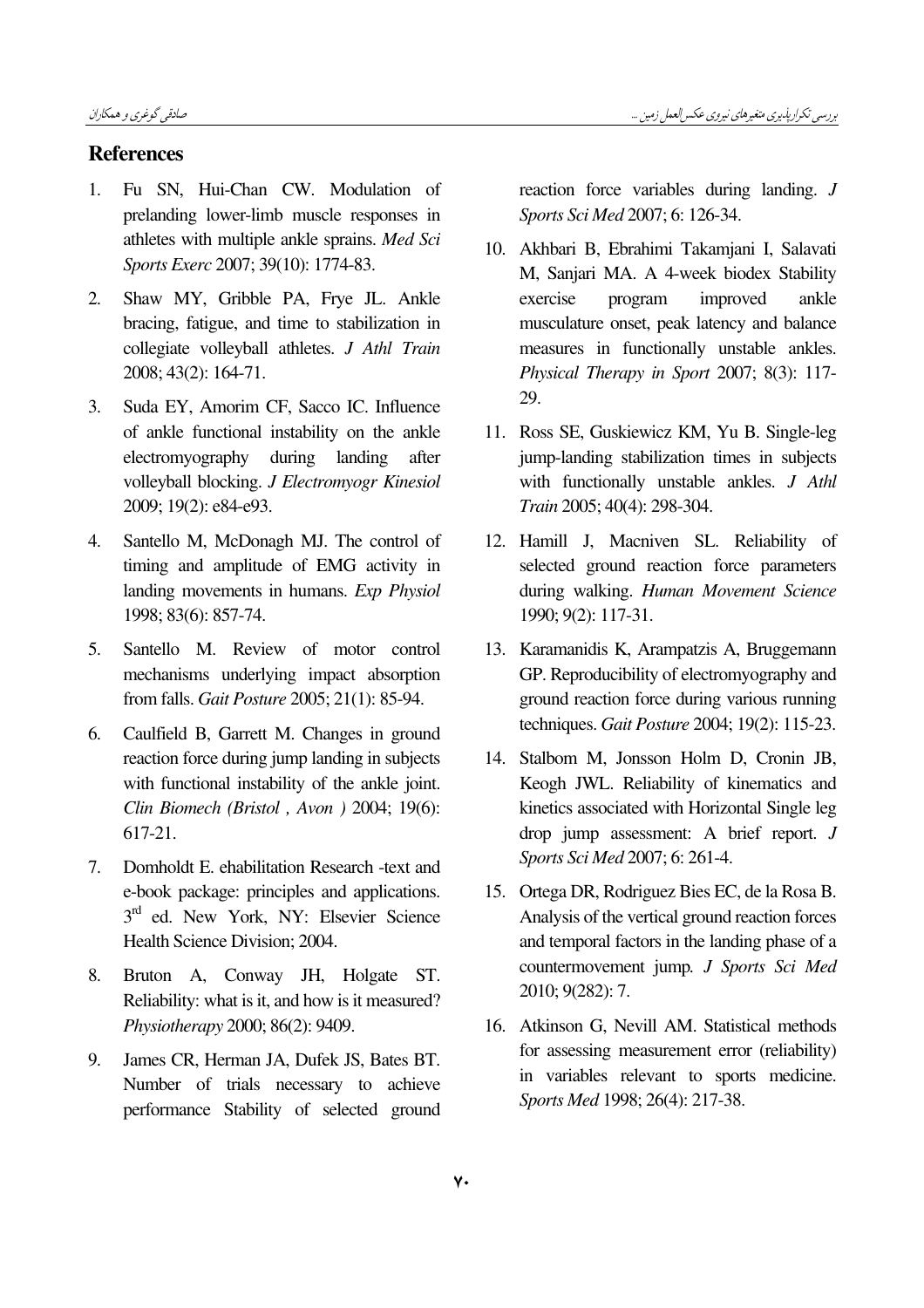## References

1. Fu SN, Hui-Chan CW. Modulation of prelanding lower-limb muscle responses in athletes with multiple ankle sprains. *Med Sci Sports Exerc* 2007; 39(10): 1774-83.

2. Shaw MY, Gribble PA, Frye JL. Ankle bracing, fatigue, and time to stabilization in collegiate volleyball athletes. *J Athl Train* 2008; 43(2): 164-71.

3. Suda EY, Amorim CF, Sacco IC. Influence of ankle functional instability on the ankle electromyography during landing after volleyball blocking. *J Electromyogr Kinesiol* 2009; 19(2): e84-e93.

4. Santello M, McDonagh MJ. The control of timing and amplitude of EMG activity in landing movements in humans. *Exp Physiol* 1998; 83(6): 857-74.

5. Santello M. Review of motor control mechanisms underlying impact absorption from falls. *Gait Posture* 2005; 21(1): 85-94.

6. Caulfield B, Garrett M. Changes in ground reaction force during jump landing in subjects with functional instability of the ankle joint. *Clin Biomech (Bristol , Avon )* 2004; 19(6): 617-21.

7. Domholdt E. ehabilitation Research -text and e-book package: principles and applications. 3rd ed. New York, NY: Elsevier Science Health Science Division; 2004.

8. Bruton A, Conway JH, Holgate ST. Reliability: what is it, and how is it measured? *Physiotherapy* 2000; 86(2): 9409.

9. James CR, Herman JA, Dufek JS, Bates BT. Number of trials necessary to achieve performance Stability of selected ground reaction force variables during landing. *J Sports Sci Med* 2007; 6: 126-34.

10. Akhbari B, Ebrahimi Takamjani I, Salavati M, Sanjari MA. A 4-week biodex Stability exercise program improved ankle musculature onset, peak latency and balance measures in functionally unstable ankles. *Physical Therapy in Sport* 2007; 8(3): 117-29.

11. Ross SE, Guskiewicz KM, Yu B. Single-leg jump-landing stabilization times in subjects with functionally unstable ankles. *J Athl Train* 2005; 40(4): 298-304.

12. Hamill J, Macniven SL. Reliability of selected ground reaction force parameters during walking. *Human Movement Science* 1990; 9(2): 117-31.

13. Karamanidis K, Arampatzis A, Bruggemann GP. Reproducibility of electromyography and ground reaction force during various running techniques. *Gait Posture* 2004; 19(2): 115-23.

14. Stalbom M, Jonsson Holm D, Cronin JB, Keogh JWL. Reliability of kinematics and kinetics associated with Horizontal Single leg drop jump assessment: A brief report. *J Sports Sci Med* 2007; 6: 261-4.

15. Ortega DR, Rodriguez Bies EC, de la Rosa B. Analysis of the vertical ground reaction forces and temporal factors in the landing phase of a countermovement jump. *J Sports Sci Med* 2010; 9(282): 7.

16. Atkinson G, Nevill AM. Statistical methods for assessing measurement error (reliability) in variables relevant to sports medicine. *Sports Med* 1998; 26(4): 217-38.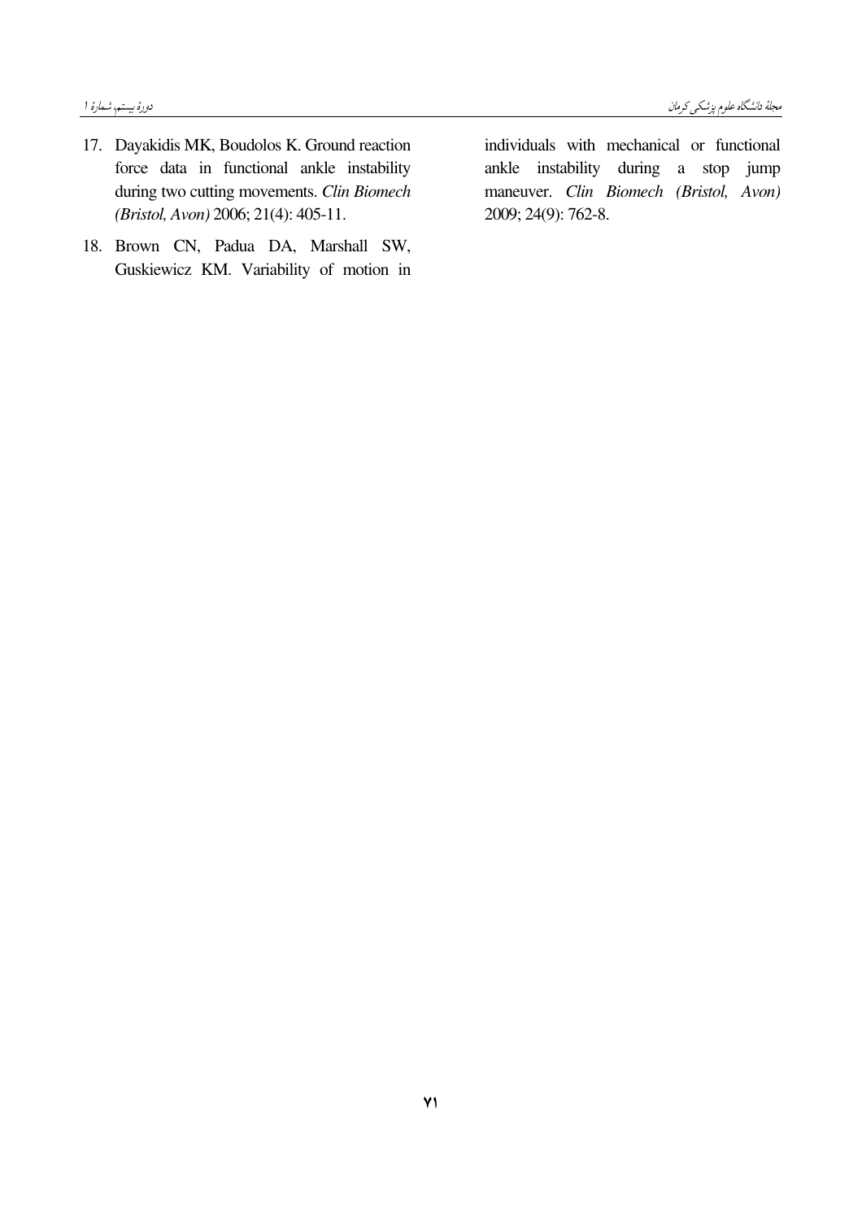17. Dayakidis MK, Boudolos K. Ground reaction force data in functional ankle instability during two cutting movements. *Clin Biomech (Bristol, Avon)* 2006; 21(4): 405-11.
18. Brown CN, Padua DA, Marshall SW, Guskiewicz KM. Variability of motion in individuals with mechanical or functional ankle instability during a stop jump maneuver. *Clin Biomech (Bristol, Avon)* 2009; 24(9): 762-8.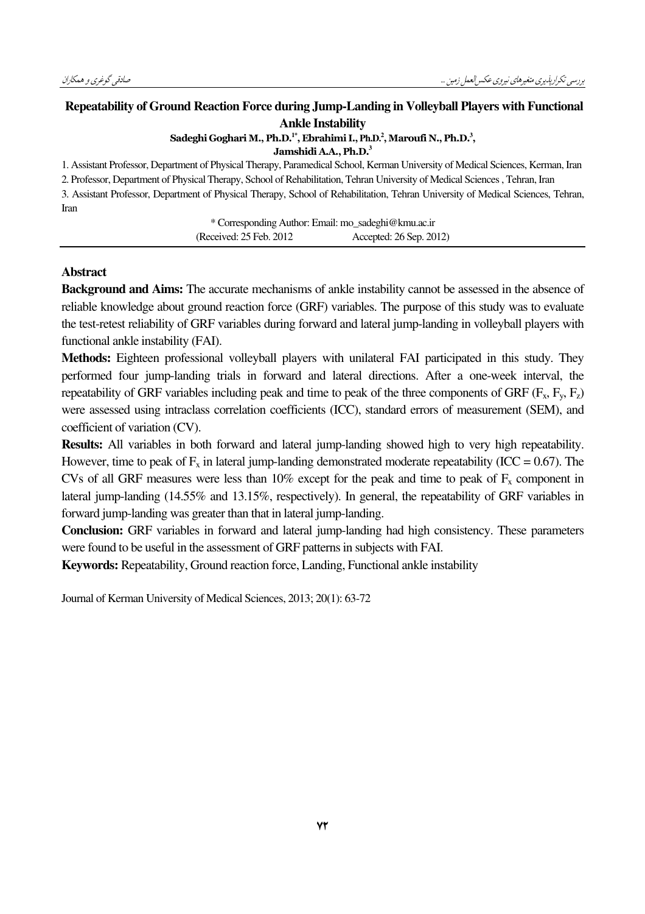# Repeatability of Ground Reaction Force during Jump-Landing in Volleyball Players with Functional Ankle Instability

**Sadeghi Goghari M., Ph.D.[1*], Ebrahimi I., Ph.D.[2], Maroufi N., Ph.D.[3], Jamshidi A.A., Ph.D.[3]**

1. Assistant Professor, Department of Physical Therapy, Paramedical School, Kerman University of Medical Sciences, Kerman, Iran
2. Professor, Department of Physical Therapy, School of Rehabilitation, Tehran University of Medical Sciences , Tehran, Iran
3. Assistant Professor, Department of Physical Therapy, School of Rehabilitation, Tehran University of Medical Sciences, Tehran, Iran

\* Corresponding Author: Email: mo_sadeghi@kmu.ac.ir

(Received: 25 Feb. 2012 Accepted: 26 Sep. 2012)

## Abstract

**Background and Aims:** The accurate mechanisms of ankle instability cannot be assessed in the absence of reliable knowledge about ground reaction force (GRF) variables. The purpose of this study was to evaluate the test-retest reliability of GRF variables during forward and lateral jump-landing in volleyball players with functional ankle instability (FAI).

**Methods:** Eighteen professional volleyball players with unilateral FAI participated in this study. They performed four jump-landing trials in forward and lateral directions. After a one-week interval, the repeatability of GRF variables including peak and time to peak of the three components of GRF ($F_x$, $F_y$, $F_z$) were assessed using intraclass correlation coefficients (ICC), standard errors of measurement (SEM), and coefficient of variation (CV).

**Results:** All variables in both forward and lateral jump-landing showed high to very high repeatability. However, time to peak of $F_x$ in lateral jump-landing demonstrated moderate repeatability (ICC = 0.67). The CVs of all GRF measures were less than 10% except for the peak and time to peak of $F_x$ component in lateral jump-landing (14.55% and 13.15%, respectively). In general, the repeatability of GRF variables in forward jump-landing was greater than that in lateral jump-landing.

**Conclusion:** GRF variables in forward and lateral jump-landing had high consistency. These parameters were found to be useful in the assessment of GRF patterns in subjects with FAI.

**Keywords:** Repeatability, Ground reaction force, Landing, Functional ankle instability

Journal of Kerman University of Medical Sciences, 2013; 20(1): 63-72